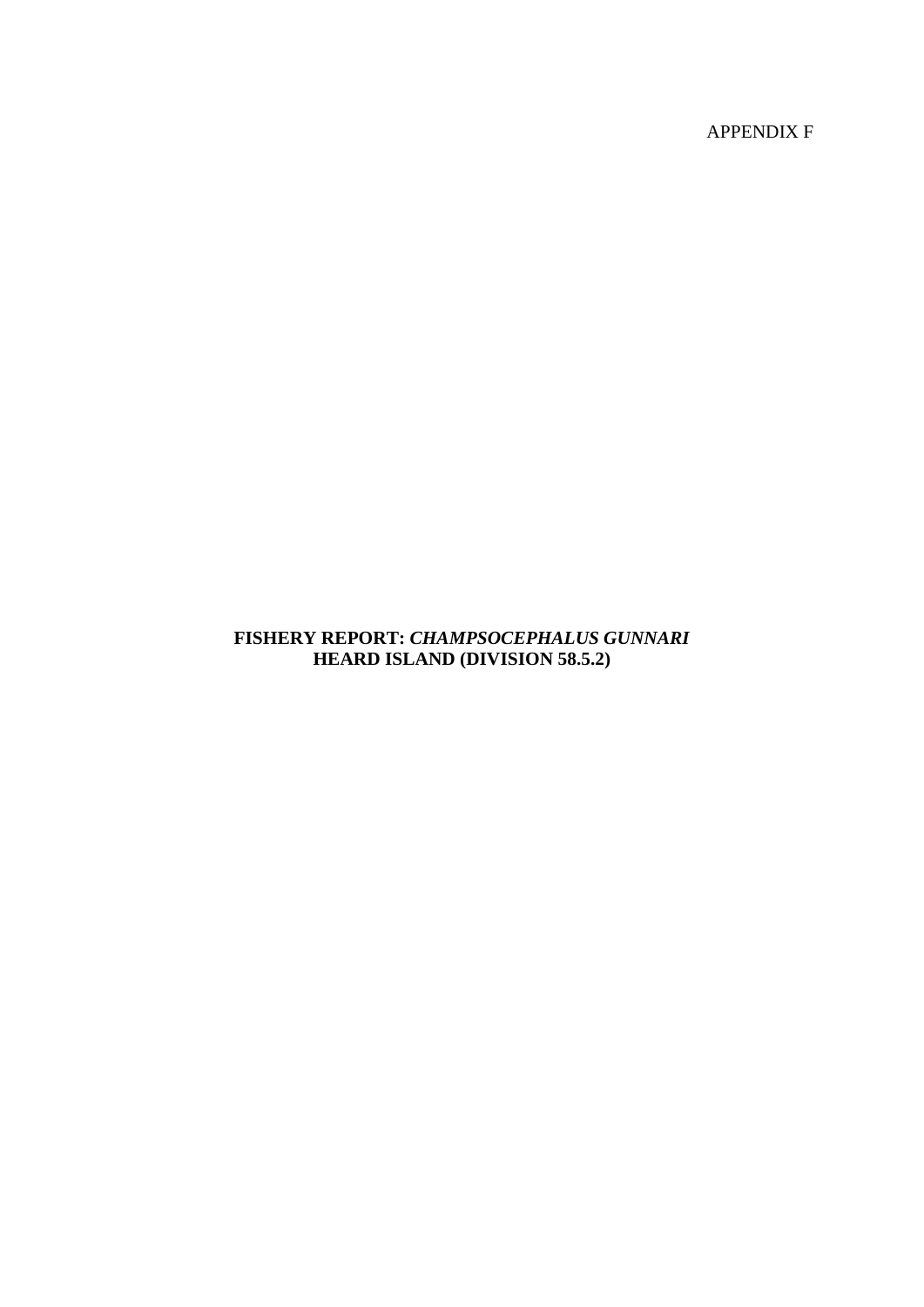APPENDIX F

# FISHERY REPORT: *CHAMPSOCEPHALUS GUNNARI* HEARD ISLAND (DIVISION 58.5.2)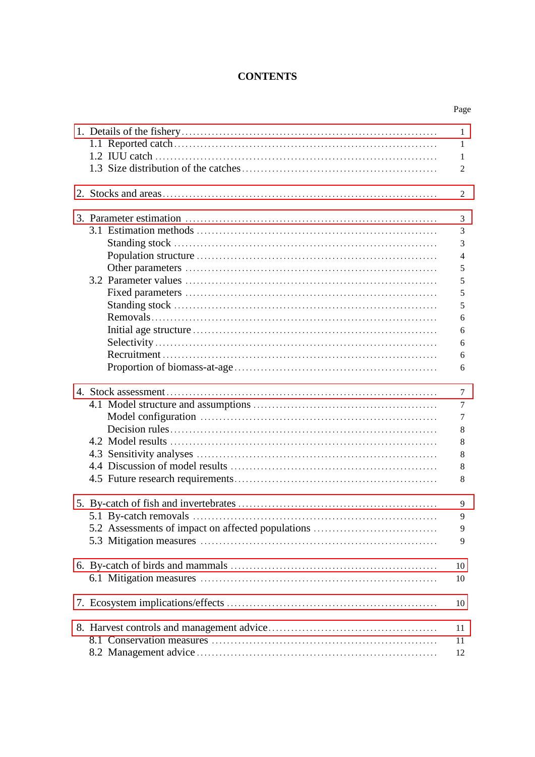# CONTENTS

| | Page |
|---|---|
| 1. Details of the fishery | 1 |
| 1.1 Reported catch | 1 |
| 1.2 IUU catch | 1 |
| 1.3 Size distribution of the catches | 2 |
| 2. Stocks and areas | 2 |
| 3. Parameter estimation | 3 |
| 3.1 Estimation methods | 3 |
| Standing stock | 3 |
| Population structure | 4 |
| Other parameters | 5 |
| 3.2 Parameter values | 5 |
| Fixed parameters | 5 |
| Standing stock | 5 |
| Removals | 6 |
| Initial age structure | 6 |
| Selectivity | 6 |
| Recruitment | 6 |
| Proportion of biomass-at-age | 6 |
| 4. Stock assessment | 7 |
| 4.1 Model structure and assumptions | 7 |
| Model configuration | 7 |
| Decision rules | 8 |
| 4.2 Model results | 8 |
| 4.3 Sensitivity analyses | 8 |
| 4.4 Discussion of model results | 8 |
| 4.5 Future research requirements | 8 |
| 5. By-catch of fish and invertebrates | 9 |
| 5.1 By-catch removals | 9 |
| 5.2 Assessments of impact on affected populations | 9 |
| 5.3 Mitigation measures | 9 |
| 6. By-catch of birds and mammals | 10 |
| 6.1 Mitigation measures | 10 |
| 7. Ecosystem implications/effects | 10 |
| 8. Harvest controls and management advice | 11 |
| 8.1 Conservation measures | 11 |
| 8.2 Management advice | 12 |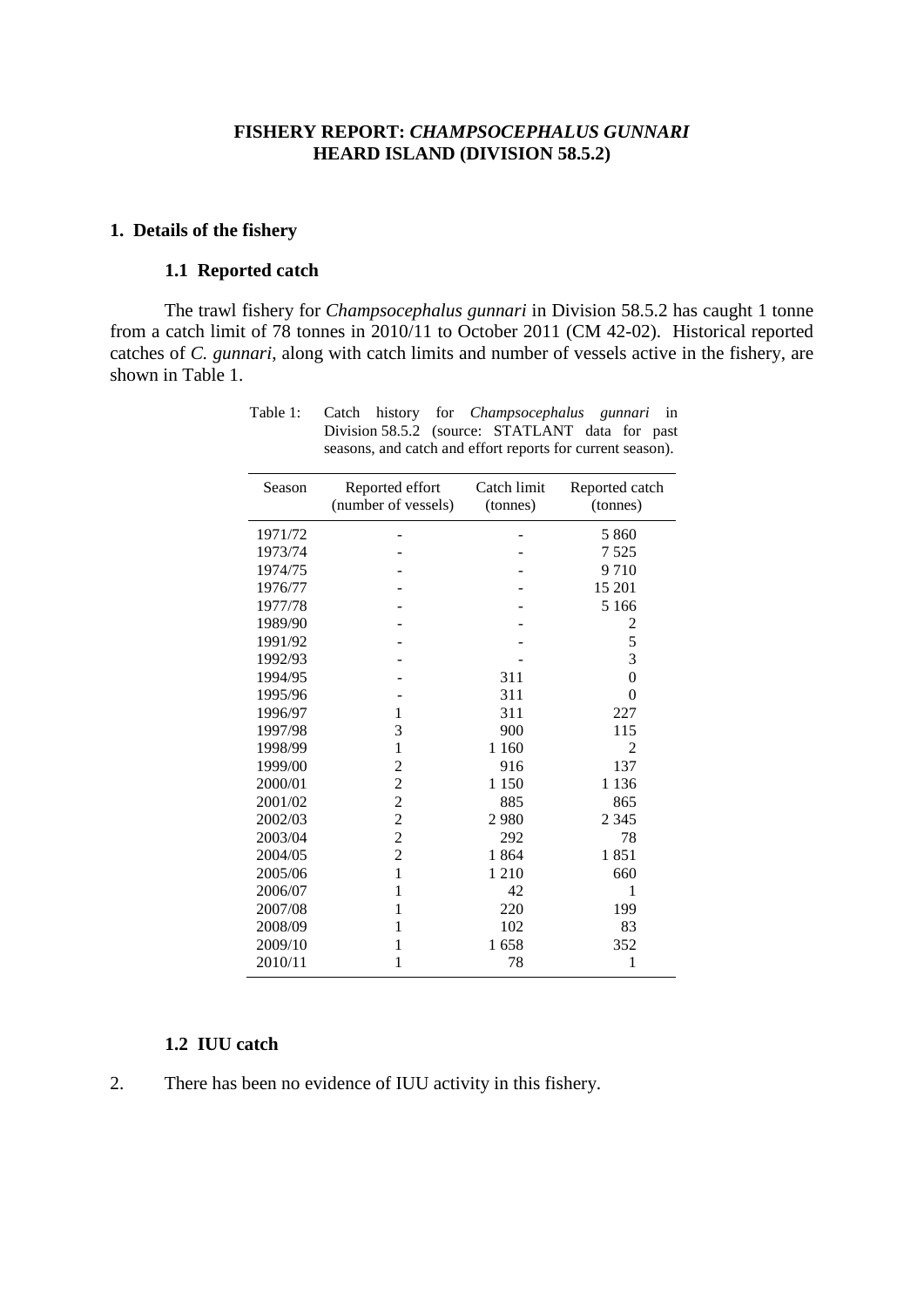**FISHERY REPORT: *CHAMPSOCEPHALUS GUNNARI* HEARD ISLAND (DIVISION 58.5.2)**

## 1. Details of the fishery

### 1.1 Reported catch

The trawl fishery for *Champsocephalus gunnari* in Division 58.5.2 has caught 1 tonne from a catch limit of 78 tonnes in 2010/11 to October 2011 (CM 42-02). Historical reported catches of *C. gunnari*, along with catch limits and number of vessels active in the fishery, are shown in Table 1.

Table 1: Catch history for *Champsocephalus gunnari* in Division 58.5.2 (source: STATLANT data for past seasons, and catch and effort reports for current season).

| Season | Reported effort (number of vessels) | Catch limit (tonnes) | Reported catch (tonnes) |
|---|---|---|---|
| 1971/72 | - | - | 5 860 |
| 1973/74 | - | - | 7 525 |
| 1974/75 | - | - | 9 710 |
| 1976/77 | - | - | 15 201 |
| 1977/78 | - | - | 5 166 |
| 1989/90 | - | - | 2 |
| 1991/92 | - | - | 5 |
| 1992/93 | - | - | 3 |
| 1994/95 | - | 311 | 0 |
| 1995/96 | - | 311 | 0 |
| 1996/97 | 1 | 311 | 227 |
| 1997/98 | 3 | 900 | 115 |
| 1998/99 | 1 | 1 160 | 2 |
| 1999/00 | 2 | 916 | 137 |
| 2000/01 | 2 | 1 150 | 1 136 |
| 2001/02 | 2 | 885 | 865 |
| 2002/03 | 2 | 2 980 | 2 345 |
| 2003/04 | 2 | 292 | 78 |
| 2004/05 | 2 | 1 864 | 1 851 |
| 2005/06 | 1 | 1 210 | 660 |
| 2006/07 | 1 | 42 | 1 |
| 2007/08 | 1 | 220 | 199 |
| 2008/09 | 1 | 102 | 83 |
| 2009/10 | 1 | 1 658 | 352 |
| 2010/11 | 1 | 78 | 1 |

### 1.2 IUU catch

2. There has been no evidence of IUU activity in this fishery.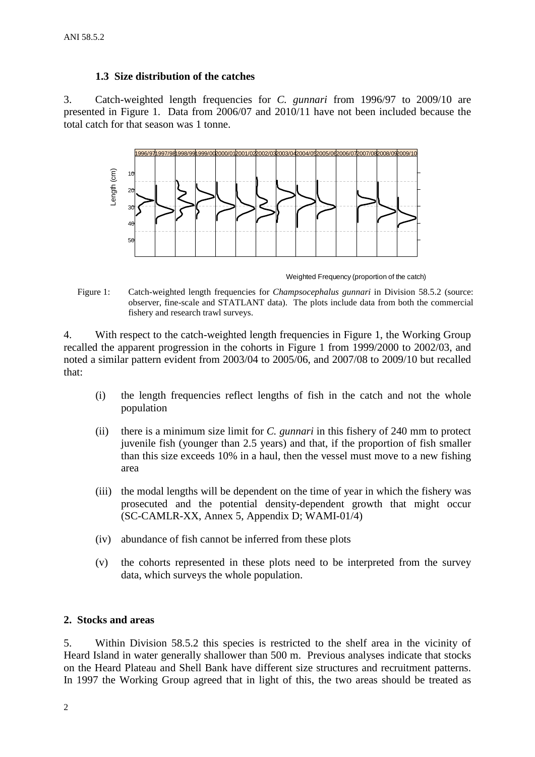### 1.3 Size distribution of the catches

3. Catch-weighted length frequencies for *C. gunnari* from 1996/97 to 2009/10 are presented in Figure 1. Data from 2006/07 and 2010/11 have not been included because the total catch for that season was 1 tonne.

Figure 1: Catch-weighted length frequencies for *Champsocephalus gunnari* in Division 58.5.2 (source: observer, fine-scale and STATLANT data). The plots include data from both the commercial fishery and research trawl surveys.

4. With respect to the catch-weighted length frequencies in Figure 1, the Working Group recalled the apparent progression in the cohorts in Figure 1 from 1999/2000 to 2002/03, and noted a similar pattern evident from 2003/04 to 2005/06, and 2007/08 to 2009/10 but recalled that:

(i) the length frequencies reflect lengths of fish in the catch and not the whole population

(ii) there is a minimum size limit for *C. gunnari* in this fishery of 240 mm to protect juvenile fish (younger than 2.5 years) and that, if the proportion of fish smaller than this size exceeds 10% in a haul, then the vessel must move to a new fishing area

(iii) the modal lengths will be dependent on the time of year in which the fishery was prosecuted and the potential density-dependent growth that might occur (SC-CAMLR-XX, Annex 5, Appendix D; WAMI-01/4)

(iv) abundance of fish cannot be inferred from these plots

(v) the cohorts represented in these plots need to be interpreted from the survey data, which surveys the whole population.

## 2. Stocks and areas

5. Within Division 58.5.2 this species is restricted to the shelf area in the vicinity of Heard Island in water generally shallower than 500 m. Previous analyses indicate that stocks on the Heard Plateau and Shell Bank have different size structures and recruitment patterns. In 1997 the Working Group agreed that in light of this, the two areas should be treated as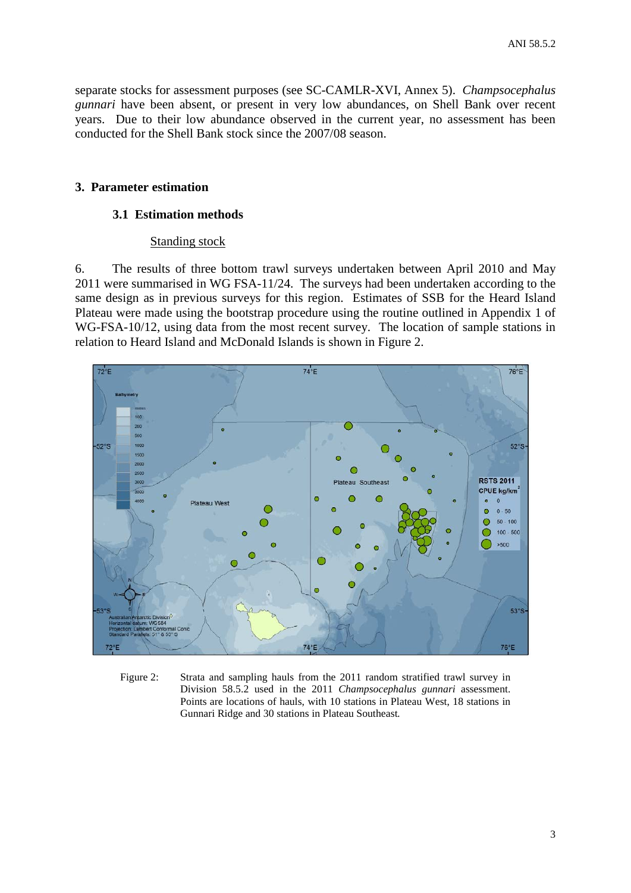separate stocks for assessment purposes (see SC-CAMLR-XVI, Annex 5). *Champsocephalus gunnari* have been absent, or present in very low abundances, on Shell Bank over recent years. Due to their low abundance observed in the current year, no assessment has been conducted for the Shell Bank stock since the 2007/08 season.

## 3. Parameter estimation

### 3.1 Estimation methods

Standing stock

6. The results of three bottom trawl surveys undertaken between April 2010 and May 2011 were summarised in WG FSA-11/24. The surveys had been undertaken according to the same design as in previous surveys for this region. Estimates of SSB for the Heard Island Plateau were made using the bootstrap procedure using the routine outlined in Appendix 1 of WG-FSA-10/12, using data from the most recent survey. The location of sample stations in relation to Heard Island and McDonald Islands is shown in Figure 2.

Figure 2: Strata and sampling hauls from the 2011 random stratified trawl survey in Division 58.5.2 used in the 2011 *Champsocephalus gunnari* assessment. Points are locations of hauls, with 10 stations in Plateau West, 18 stations in Gunnari Ridge and 30 stations in Plateau Southeast.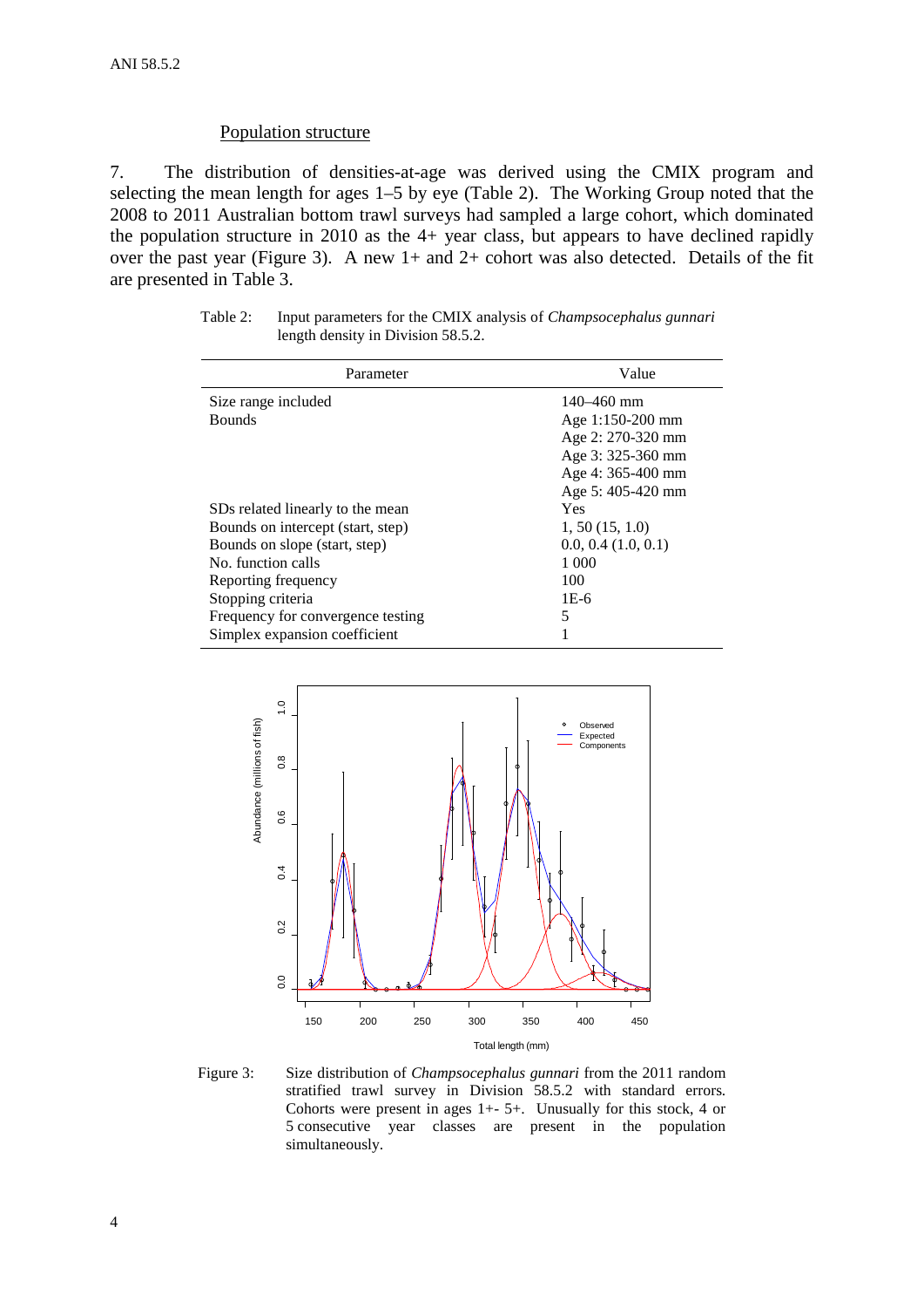## Population structure

7. The distribution of densities-at-age was derived using the CMIX program and selecting the mean length for ages 1–5 by eye (Table 2). The Working Group noted that the 2008 to 2011 Australian bottom trawl surveys had sampled a large cohort, which dominated the population structure in 2010 as the 4+ year class, but appears to have declined rapidly over the past year (Figure 3). A new 1+ and 2+ cohort was also detected. Details of the fit are presented in Table 3.

Table 2: Input parameters for the CMIX analysis of *Champsocephalus gunnari* length density in Division 58.5.2.

| Parameter | Value |
|---|---|
| Size range included | 140–460 mm |
| Bounds | Age 1:150-200 mm<br>Age 2: 270-320 mm<br>Age 3: 325-360 mm<br>Age 4: 365-400 mm<br>Age 5: 405-420 mm |
| SDs related linearly to the mean | Yes |
| Bounds on intercept (start, step) | 1, 50 (15, 1.0) |
| Bounds on slope (start, step) | 0.0, 0.4 (1.0, 0.1) |
| No. function calls | 1 000 |
| Reporting frequency | 100 |
| Stopping criteria | 1E-6 |
| Frequency for convergence testing | 5 |
| Simplex expansion coefficient | 1 |

Figure 3: Size distribution of *Champsocephalus gunnari* from the 2011 random stratified trawl survey in Division 58.5.2 with standard errors. Cohorts were present in ages 1+- 5+. Unusually for this stock, 4 or 5 consecutive year classes are present in the population simultaneously.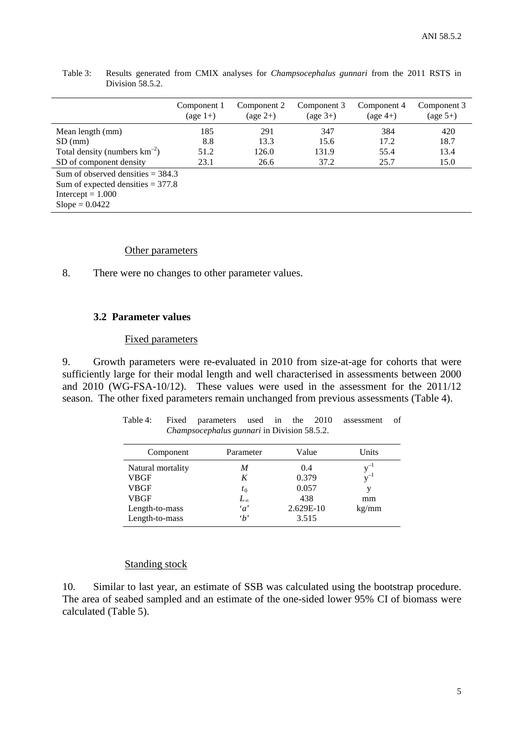Table 3: Results generated from CMIX analyses for *Champsocephalus gunnari* from the 2011 RSTS in Division 58.5.2.

| | Component 1 (age 1+) | Component 2 (age 2+) | Component 3 (age 3+) | Component 4 (age 4+) | Component 3 (age 5+) |
|---|---|---|---|---|---|
| Mean length (mm) | 185 | 291 | 347 | 384 | 420 |
| SD (mm) | 8.8 | 13.3 | 15.6 | 17.2 | 18.7 |
| Total density (numbers km$^{-2}$) | 51.2 | 126.0 | 131.9 | 55.4 | 13.4 |
| SD of component density | 23.1 | 26.6 | 37.2 | 25.7 | 15.0 |
| Sum of observed densities = 384.3 | | | | | |
| Sum of expected densities = 377.8 | | | | | |
| Intercept = 1.000 | | | | | |
| Slope = 0.0422 | | | | | |

Other parameters

8. There were no changes to other parameter values.

### 3.2 Parameter values

Fixed parameters

9. Growth parameters were re-evaluated in 2010 from size-at-age for cohorts that were sufficiently large for their modal length and well characterised in assessments between 2000 and 2010 (WG-FSA-10/12). These values were used in the assessment for the 2011/12 season. The other fixed parameters remain unchanged from previous assessments (Table 4).

Table 4: Fixed parameters used in the 2010 assessment of *Champsocephalus gunnari* in Division 58.5.2.

| Component | Parameter | Value | Units |
|---|---|---|---|
| Natural mortality | $M$ | 0.4 | $y^{-1}$ |
| VBGF | $K$ | 0.379 | $y^{-1}$ |
| VBGF | $t_0$ | 0.057 | y |
| VBGF | $L_\infty$ | 438 | mm |
| Length-to-mass | '$a$' | 2.629E-10 | kg/mm |
| Length-to-mass | '$b$' | 3.515 | |

Standing stock

10. Similar to last year, an estimate of SSB was calculated using the bootstrap procedure. The area of seabed sampled and an estimate of the one-sided lower 95% CI of biomass were calculated (Table 5).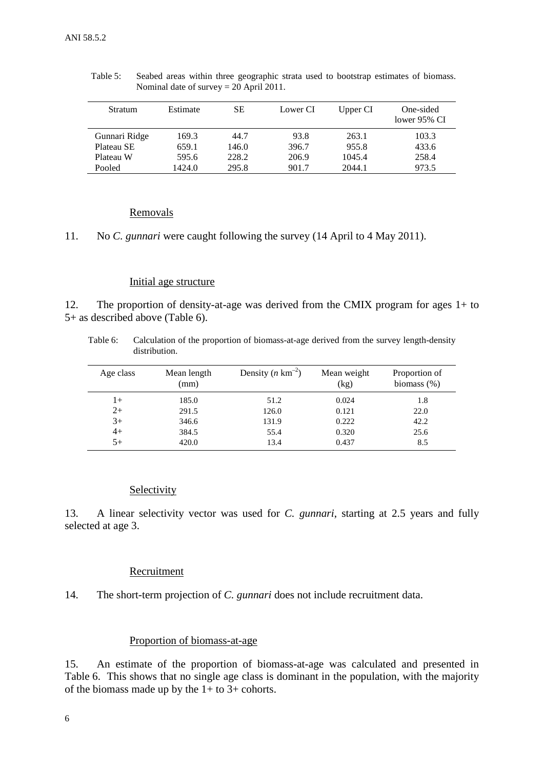Table 5: Seabed areas within three geographic strata used to bootstrap estimates of biomass. Nominal date of survey = 20 April 2011.

| Stratum | Estimate | SE | Lower CI | Upper CI | One-sided lower 95% CI |
|---|---|---|---|---|---|
| Gunnari Ridge | 169.3 | 44.7 | 93.8 | 263.1 | 103.3 |
| Plateau SE | 659.1 | 146.0 | 396.7 | 955.8 | 433.6 |
| Plateau W | 595.6 | 228.2 | 206.9 | 1045.4 | 258.4 |
| Pooled | 1424.0 | 295.8 | 901.7 | 2044.1 | 973.5 |

## Removals

11. No *C. gunnari* were caught following the survey (14 April to 4 May 2011).

## Initial age structure

12. The proportion of density-at-age was derived from the CMIX program for ages 1+ to 5+ as described above (Table 6).

Table 6: Calculation of the proportion of biomass-at-age derived from the survey length-density distribution.

| Age class | Mean length (mm) | Density ($n$ km$^{-2}$) | Mean weight (kg) | Proportion of biomass (%) |
|---|---|---|---|---|
| 1+ | 185.0 | 51.2 | 0.024 | 1.8 |
| 2+ | 291.5 | 126.0 | 0.121 | 22.0 |
| 3+ | 346.6 | 131.9 | 0.222 | 42.2 |
| 4+ | 384.5 | 55.4 | 0.320 | 25.6 |
| 5+ | 420.0 | 13.4 | 0.437 | 8.5 |

## Selectivity

13. A linear selectivity vector was used for *C. gunnari*, starting at 2.5 years and fully selected at age 3.

## Recruitment

14. The short-term projection of *C. gunnari* does not include recruitment data.

## Proportion of biomass-at-age

15. An estimate of the proportion of biomass-at-age was calculated and presented in Table 6. This shows that no single age class is dominant in the population, with the majority of the biomass made up by the 1+ to 3+ cohorts.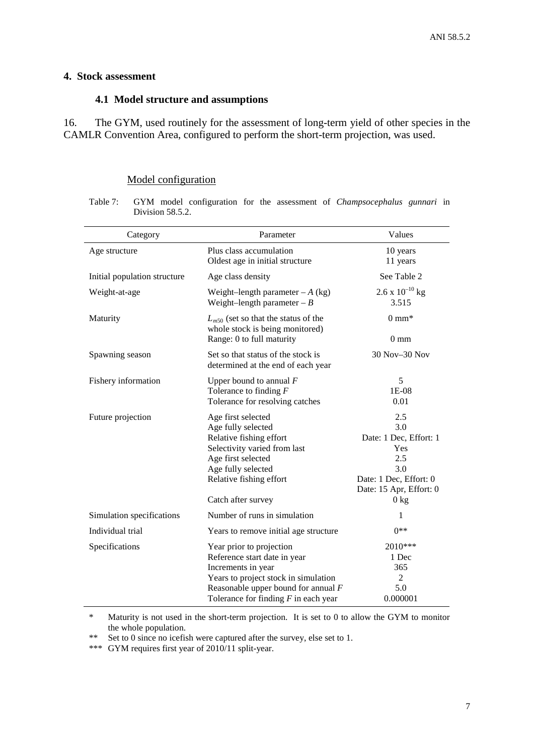## 4. Stock assessment

### 4.1 Model structure and assumptions

16. The GYM, used routinely for the assessment of long-term yield of other species in the CAMLR Convention Area, configured to perform the short-term projection, was used.

Model configuration

Table 7: GYM model configuration for the assessment of *Champsocephalus gunnari* in Division 58.5.2.

| Category | Parameter | Values |
|---|---|---|
| Age structure | Plus class accumulation<br>Oldest age in initial structure | 10 years<br>11 years |
| Initial population structure | Age class density | See Table 2 |
| Weight-at-age | Weight–length parameter – $A$ (kg)<br>Weight–length parameter – $B$ | $2.6 \times 10^{-10}$ kg<br>3.515 |
| Maturity | $L_{m50}$ (set so that the status of the whole stock is being monitored)<br>Range: 0 to full maturity | 0 mm*<br><br>0 mm |
| Spawning season | Set so that status of the stock is determined at the end of each year | 30 Nov–30 Nov |
| Fishery information | Upper bound to annual $F$<br>Tolerance to finding $F$<br>Tolerance for resolving catches | 5<br>1E-08<br>0.01 |
| Future projection | Age first selected<br>Age fully selected<br>Relative fishing effort<br>Selectivity varied from last<br>Age first selected<br>Age fully selected<br>Relative fishing effort<br><br>Catch after survey | 2.5<br>3.0<br>Date: 1 Dec, Effort: 1<br>Yes<br>2.5<br>3.0<br>Date: 1 Dec, Effort: 0<br>Date: 15 Apr, Effort: 0<br>0 kg |
| Simulation specifications | Number of runs in simulation | 1 |
| Individual trial | Years to remove initial age structure | 0** |
| Specifications | Year prior to projection<br>Reference start date in year<br>Increments in year<br>Years to project stock in simulation<br>Reasonable upper bound for annual $F$<br>Tolerance for finding $F$ in each year | 2010***<br>1 Dec<br>365<br>2<br>5.0<br>0.000001 |

\* Maturity is not used in the short-term projection. It is set to 0 to allow the GYM to monitor the whole population.

\*\* Set to 0 since no icefish were captured after the survey, else set to 1.

\*\*\* GYM requires first year of 2010/11 split-year.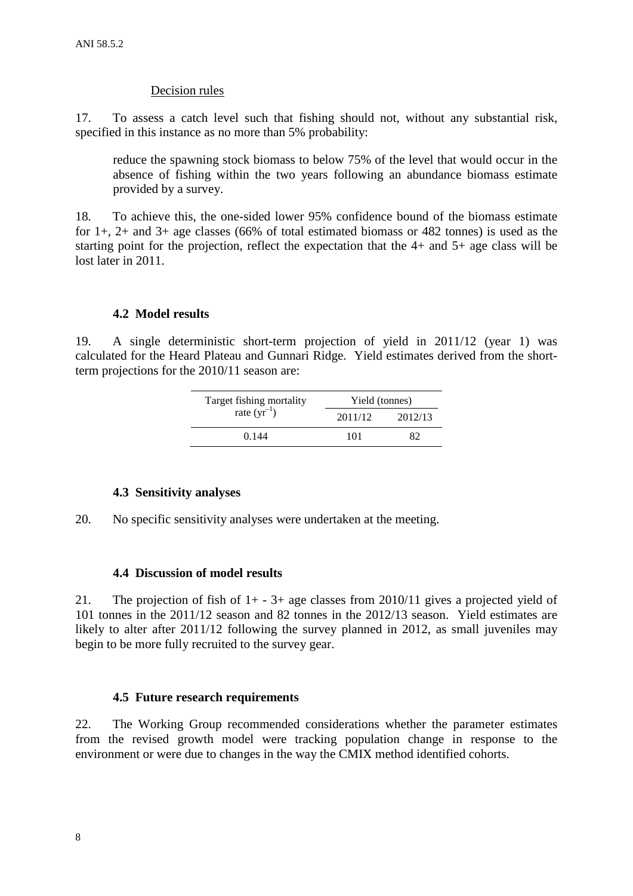Decision rules

17. To assess a catch level such that fishing should not, without any substantial risk, specified in this instance as no more than 5% probability:

> reduce the spawning stock biomass to below 75% of the level that would occur in the absence of fishing within the two years following an abundance biomass estimate provided by a survey.

18. To achieve this, the one-sided lower 95% confidence bound of the biomass estimate for 1+, 2+ and 3+ age classes (66% of total estimated biomass or 482 tonnes) is used as the starting point for the projection, reflect the expectation that the 4+ and 5+ age class will be lost later in 2011.

### 4.2 Model results

19. A single deterministic short-term projection of yield in 2011/12 (year 1) was calculated for the Heard Plateau and Gunnari Ridge. Yield estimates derived from the short-term projections for the 2010/11 season are:

| Target fishing mortality rate ($yr^{-1}$) | Yield (tonnes) | |
|---|---|---|
| | 2011/12 | 2012/13 |
| 0.144 | 101 | 82 |

### 4.3 Sensitivity analyses

20. No specific sensitivity analyses were undertaken at the meeting.

### 4.4 Discussion of model results

21. The projection of fish of 1+ - 3+ age classes from 2010/11 gives a projected yield of 101 tonnes in the 2011/12 season and 82 tonnes in the 2012/13 season. Yield estimates are likely to alter after 2011/12 following the survey planned in 2012, as small juveniles may begin to be more fully recruited to the survey gear.

### 4.5 Future research requirements

22. The Working Group recommended considerations whether the parameter estimates from the revised growth model were tracking population change in response to the environment or were due to changes in the way the CMIX method identified cohorts.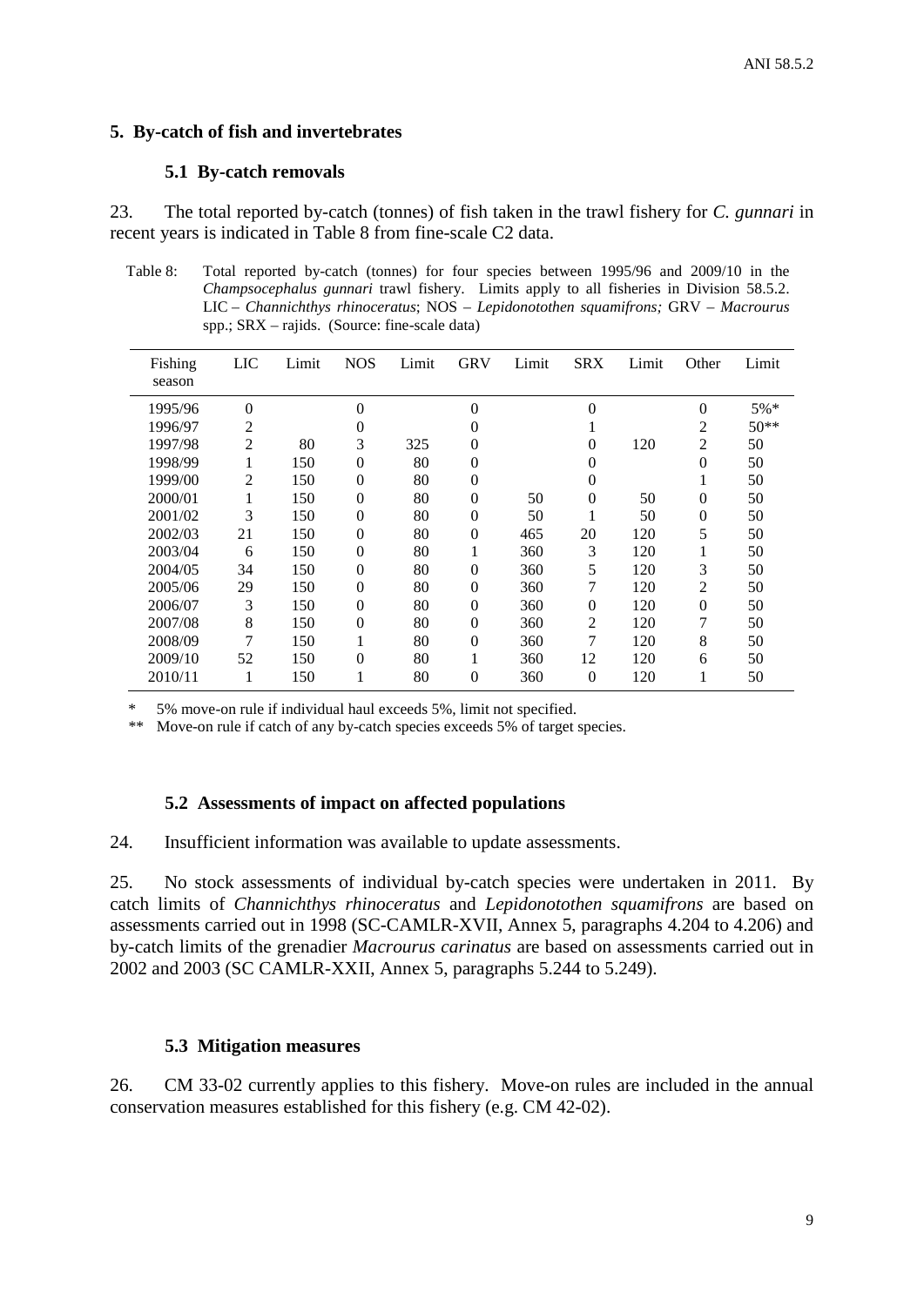## 5. By-catch of fish and invertebrates

### 5.1 By-catch removals

23. The total reported by-catch (tonnes) of fish taken in the trawl fishery for *C. gunnari* in recent years is indicated in Table 8 from fine-scale C2 data.

Table 8: Total reported by-catch (tonnes) for four species between 1995/96 and 2009/10 in the *Champsocephalus gunnari* trawl fishery. Limits apply to all fisheries in Division 58.5.2. LIC – *Channichthys rhinoceratus*; NOS – *Lepidonotothen squamifrons;* GRV – *Macrourus* spp.; SRX – rajids. (Source: fine-scale data)

| Fishing season | LIC | Limit | NOS | Limit | GRV | Limit | SRX | Limit | Other | Limit |
|---|---|---|---|---|---|---|---|---|---|---|
| 1995/96 | 0 | | 0 | | 0 | | 0 | | 0 | 5%* |
| 1996/97 | 2 | | 0 | | 0 | | 1 | | 2 | 50** |
| 1997/98 | 2 | 80 | 3 | 325 | 0 | | 0 | 120 | 2 | 50 |
| 1998/99 | 1 | 150 | 0 | 80 | 0 | | 0 | | 0 | 50 |
| 1999/00 | 2 | 150 | 0 | 80 | 0 | | 0 | | 1 | 50 |
| 2000/01 | 1 | 150 | 0 | 80 | 0 | 50 | 0 | 50 | 0 | 50 |
| 2001/02 | 3 | 150 | 0 | 80 | 0 | 50 | 1 | 50 | 0 | 50 |
| 2002/03 | 21 | 150 | 0 | 80 | 0 | 465 | 20 | 120 | 5 | 50 |
| 2003/04 | 6 | 150 | 0 | 80 | 1 | 360 | 3 | 120 | 1 | 50 |
| 2004/05 | 34 | 150 | 0 | 80 | 0 | 360 | 5 | 120 | 3 | 50 |
| 2005/06 | 29 | 150 | 0 | 80 | 0 | 360 | 7 | 120 | 2 | 50 |
| 2006/07 | 3 | 150 | 0 | 80 | 0 | 360 | 0 | 120 | 0 | 50 |
| 2007/08 | 8 | 150 | 0 | 80 | 0 | 360 | 2 | 120 | 7 | 50 |
| 2008/09 | 7 | 150 | 1 | 80 | 0 | 360 | 7 | 120 | 8 | 50 |
| 2009/10 | 52 | 150 | 0 | 80 | 1 | 360 | 12 | 120 | 6 | 50 |
| 2010/11 | 1 | 150 | 1 | 80 | 0 | 360 | 0 | 120 | 1 | 50 |

\* 5% move-on rule if individual haul exceeds 5%, limit not specified.

\*\* Move-on rule if catch of any by-catch species exceeds 5% of target species.

### 5.2 Assessments of impact on affected populations

24. Insufficient information was available to update assessments.

25. No stock assessments of individual by-catch species were undertaken in 2011. By catch limits of *Channichthys rhinoceratus* and *Lepidonotothen squamifrons* are based on assessments carried out in 1998 (SC-CAMLR-XVII, Annex 5, paragraphs 4.204 to 4.206) and by-catch limits of the grenadier *Macrourus carinatus* are based on assessments carried out in 2002 and 2003 (SC CAMLR-XXII, Annex 5, paragraphs 5.244 to 5.249).

### 5.3 Mitigation measures

26. CM 33-02 currently applies to this fishery. Move-on rules are included in the annual conservation measures established for this fishery (e.g. CM 42-02).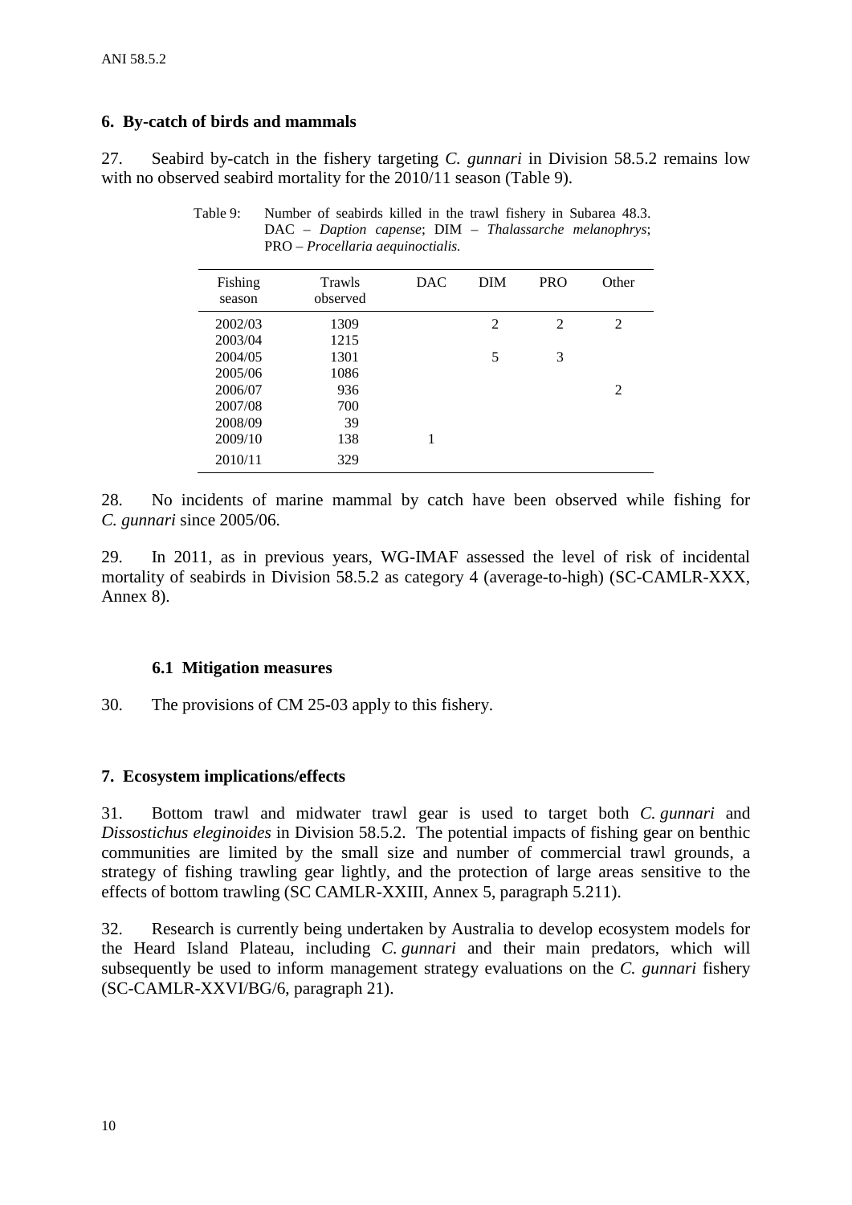## 6. By-catch of birds and mammals

27. Seabird by-catch in the fishery targeting *C. gunnari* in Division 58.5.2 remains low with no observed seabird mortality for the 2010/11 season (Table 9).

Table 9: Number of seabirds killed in the trawl fishery in Subarea 48.3. DAC – *Daption capense*; DIM – *Thalassarche melanophrys*; PRO – *Procellaria aequinoctialis.*

| Fishing season | Trawls observed | DAC | DIM | PRO | Other |
|---|---|---|---|---|---|
| 2002/03 | 1309 | | 2 | 2 | 2 |
| 2003/04 | 1215 | | | | |
| 2004/05 | 1301 | | 5 | 3 | |
| 2005/06 | 1086 | | | | |
| 2006/07 | 936 | | | | 2 |
| 2007/08 | 700 | | | | |
| 2008/09 | 39 | | | | |
| 2009/10 | 138 | 1 | | | |
| 2010/11 | 329 | | | | |

28. No incidents of marine mammal by catch have been observed while fishing for *C. gunnari* since 2005/06.

29. In 2011, as in previous years, WG-IMAF assessed the level of risk of incidental mortality of seabirds in Division 58.5.2 as category 4 (average-to-high) (SC-CAMLR-XXX, Annex 8).

### 6.1 Mitigation measures

30. The provisions of CM 25-03 apply to this fishery.

## 7. Ecosystem implications/effects

31. Bottom trawl and midwater trawl gear is used to target both *C. gunnari* and *Dissostichus eleginoides* in Division 58.5.2. The potential impacts of fishing gear on benthic communities are limited by the small size and number of commercial trawl grounds, a strategy of fishing trawling gear lightly, and the protection of large areas sensitive to the effects of bottom trawling (SC CAMLR-XXIII, Annex 5, paragraph 5.211).

32. Research is currently being undertaken by Australia to develop ecosystem models for the Heard Island Plateau, including *C. gunnari* and their main predators, which will subsequently be used to inform management strategy evaluations on the *C. gunnari* fishery (SC-CAMLR-XXVI/BG/6, paragraph 21).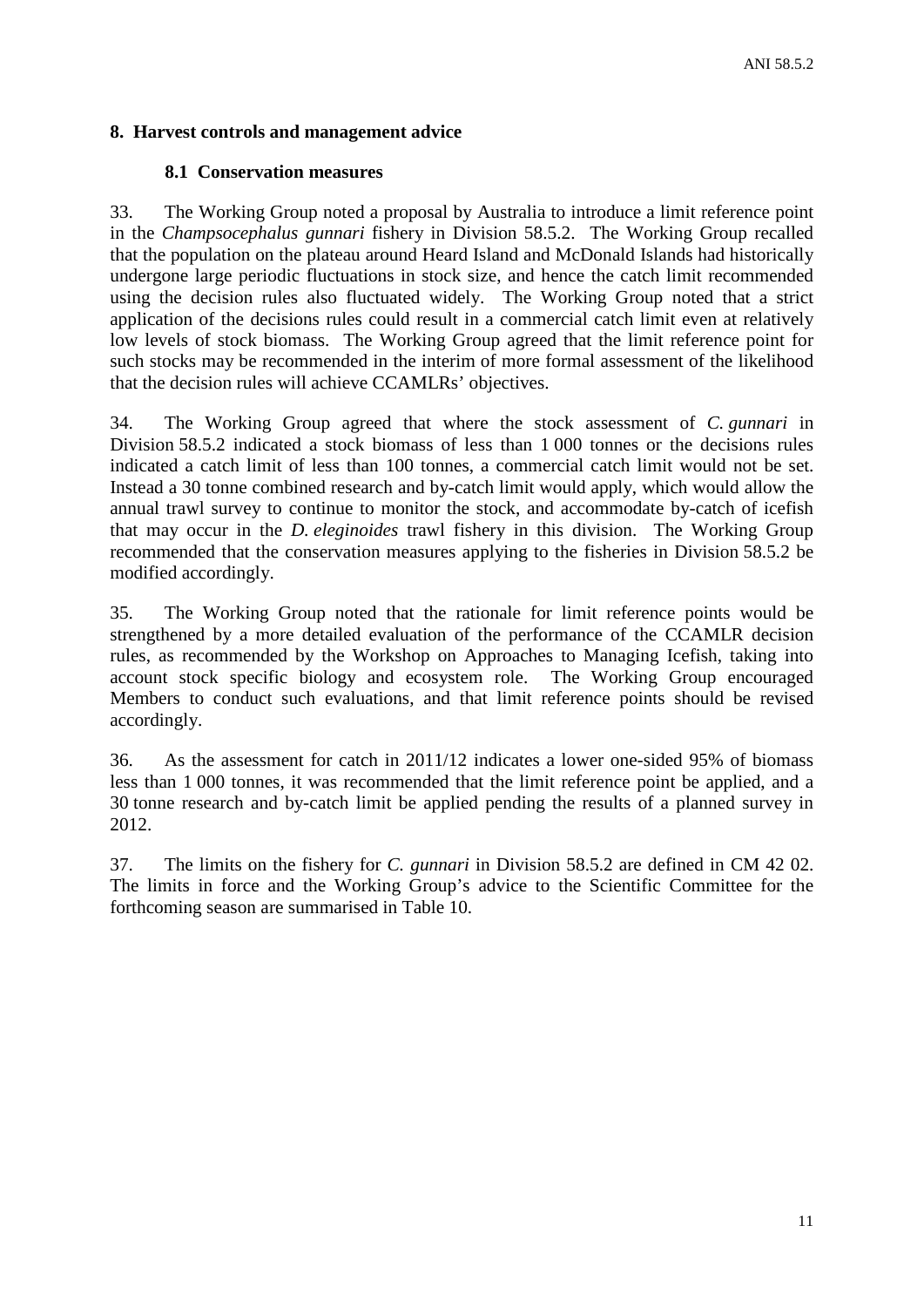## 8. Harvest controls and management advice

### 8.1 Conservation measures

33. The Working Group noted a proposal by Australia to introduce a limit reference point in the *Champsocephalus gunnari* fishery in Division 58.5.2. The Working Group recalled that the population on the plateau around Heard Island and McDonald Islands had historically undergone large periodic fluctuations in stock size, and hence the catch limit recommended using the decision rules also fluctuated widely. The Working Group noted that a strict application of the decisions rules could result in a commercial catch limit even at relatively low levels of stock biomass. The Working Group agreed that the limit reference point for such stocks may be recommended in the interim of more formal assessment of the likelihood that the decision rules will achieve CCAMLRs' objectives.

34. The Working Group agreed that where the stock assessment of *C. gunnari* in Division 58.5.2 indicated a stock biomass of less than 1 000 tonnes or the decisions rules indicated a catch limit of less than 100 tonnes, a commercial catch limit would not be set. Instead a 30 tonne combined research and by-catch limit would apply, which would allow the annual trawl survey to continue to monitor the stock, and accommodate by-catch of icefish that may occur in the *D. eleginoides* trawl fishery in this division. The Working Group recommended that the conservation measures applying to the fisheries in Division 58.5.2 be modified accordingly.

35. The Working Group noted that the rationale for limit reference points would be strengthened by a more detailed evaluation of the performance of the CCAMLR decision rules, as recommended by the Workshop on Approaches to Managing Icefish, taking into account stock specific biology and ecosystem role. The Working Group encouraged Members to conduct such evaluations, and that limit reference points should be revised accordingly.

36. As the assessment for catch in 2011/12 indicates a lower one-sided 95% of biomass less than 1 000 tonnes, it was recommended that the limit reference point be applied, and a 30 tonne research and by-catch limit be applied pending the results of a planned survey in 2012.

37. The limits on the fishery for *C. gunnari* in Division 58.5.2 are defined in CM 42 02. The limits in force and the Working Group's advice to the Scientific Committee for the forthcoming season are summarised in Table 10.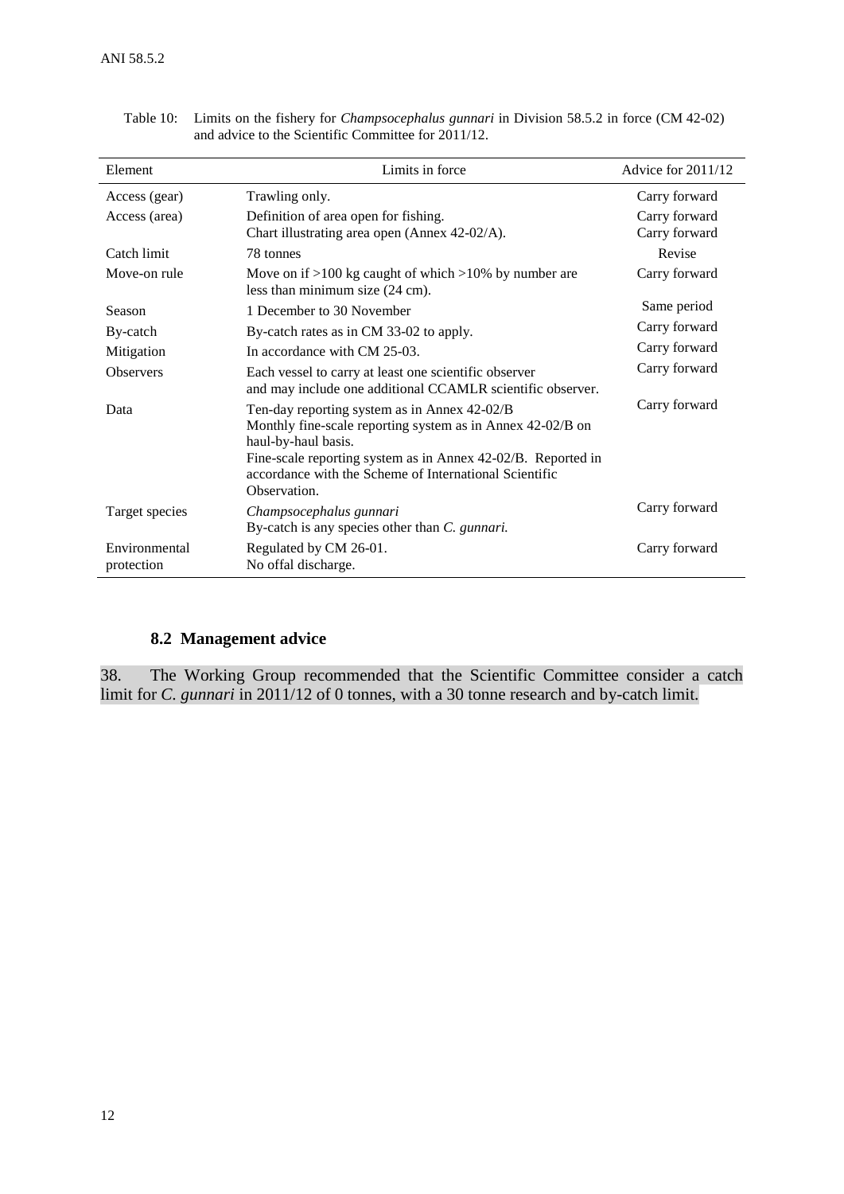Table 10: Limits on the fishery for *Champsocephalus gunnari* in Division 58.5.2 in force (CM 42-02) and advice to the Scientific Committee for 2011/12.

| Element | Limits in force | Advice for 2011/12 |
|---|---|---|
| Access (gear) | Trawling only. | Carry forward |
| Access (area) | Definition of area open for fishing.<br>Chart illustrating area open (Annex 42-02/A). | Carry forward<br>Carry forward |
| Catch limit | 78 tonnes | Revise |
| Move-on rule | Move on if >100 kg caught of which >10% by number are less than minimum size (24 cm). | Carry forward |
| Season | 1 December to 30 November | Same period |
| By-catch | By-catch rates as in CM 33-02 to apply. | Carry forward |
| Mitigation | In accordance with CM 25-03. | Carry forward |
| Observers | Each vessel to carry at least one scientific observer and may include one additional CCAMLR scientific observer. | Carry forward |
| Data | Ten-day reporting system as in Annex 42-02/B<br>Monthly fine-scale reporting system as in Annex 42-02/B on haul-by-haul basis.<br>Fine-scale reporting system as in Annex 42-02/B. Reported in accordance with the Scheme of International Scientific Observation. | Carry forward |
| Target species | *Champsocephalus gunnari*<br>By-catch is any species other than *C. gunnari.* | Carry forward |
| Environmental protection | Regulated by CM 26-01.<br>No offal discharge. | Carry forward |

### 8.2 Management advice

38. The Working Group recommended that the Scientific Committee consider a catch limit for *C. gunnari* in 2011/12 of 0 tonnes, with a 30 tonne research and by-catch limit.